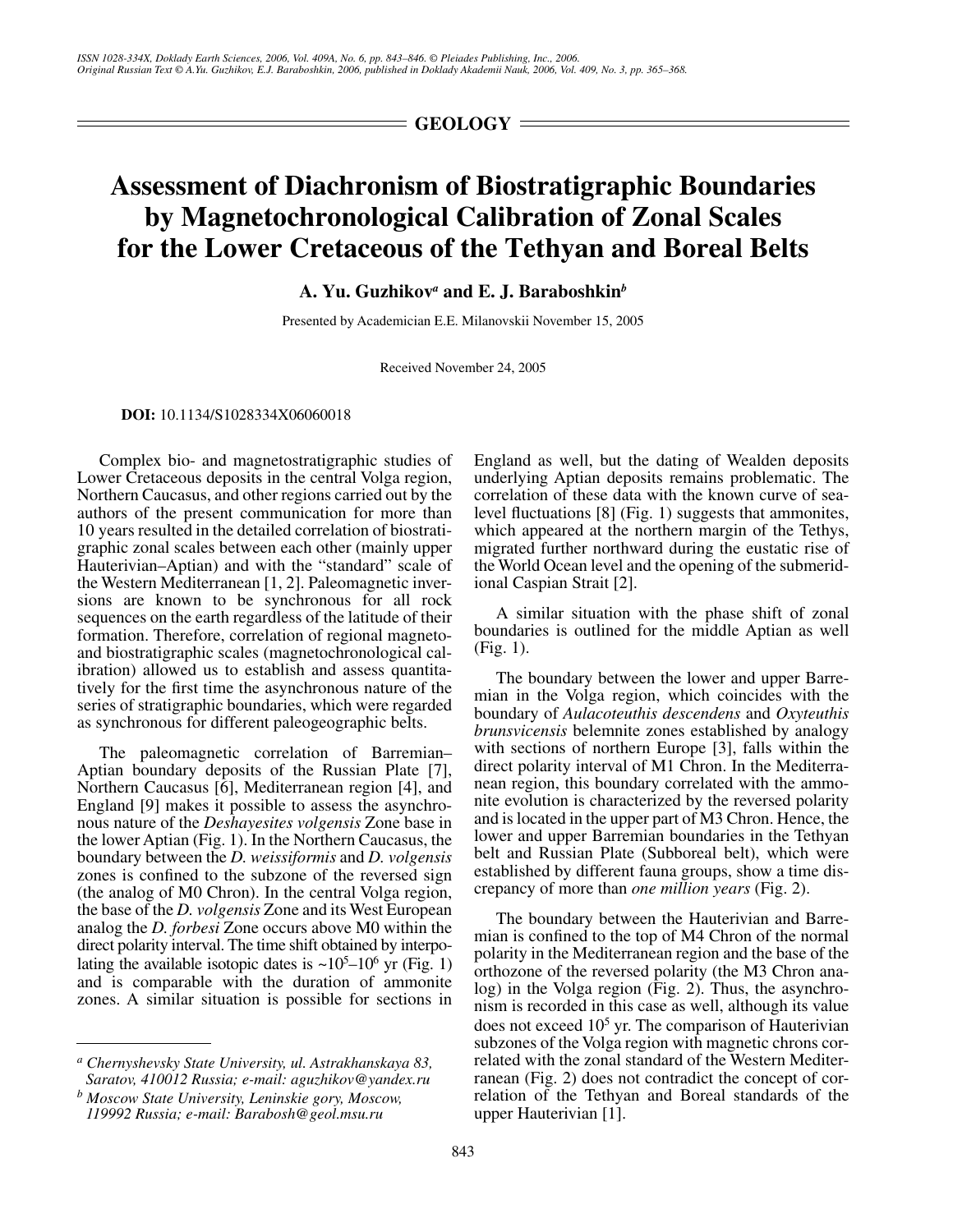**GEOLOGY**

# Assessment of Diachronism of Biostratigraphic Boundaries by Magnetochronological Calibration of Zonal Scales for the Lower Cretaceous of the Tethyan and Boreal Belts

**A. Yu. Guzhikov[a] and E. J. Baraboshkin[b]**

Presented by Academician E.E. Milanovskii November 15, 2005

Received November 24, 2005

**DOI:** 10.1134/S1028334X06060018

Complex bio- and magnetostratigraphic studies of Lower Cretaceous deposits in the central Volga region, Northern Caucasus, and other regions carried out by the authors of the present communication for more than 10 years resulted in the detailed correlation of biostratigraphic zonal scales between each other (mainly upper Hauterivian–Aptian) and with the "standard" scale of the Western Mediterranean [1, 2]. Paleomagnetic inversions are known to be synchronous for all rock sequences on the earth regardless of the latitude of their formation. Therefore, correlation of regional magneto- and biostratigraphic scales (magnetochronological calibration) allowed us to establish and assess quantitatively for the first time the asynchronous nature of the series of stratigraphic boundaries, which were regarded as synchronous for different paleogeographic belts.

The paleomagnetic correlation of Barremian–Aptian boundary deposits of the Russian Plate [7], Northern Caucasus [6], Mediterranean region [4], and England [9] makes it possible to assess the asynchronous nature of the *Deshayesites volgensis* Zone base in the lower Aptian (Fig. 1). In the Northern Caucasus, the boundary between the *D. weissiformis* and *D. volgensis* zones is confined to the subzone of the reversed sign (the analog of M0 Chron). In the central Volga region, the base of the *D. volgensis* Zone and its West European analog the *D. forbesi* Zone occurs above M0 within the direct polarity interval. The time shift obtained by interpolating the available isotopic dates is ~$10^5$–$10^6$ yr (Fig. 1) and is comparable with the duration of ammonite zones. A similar situation is possible for sections in England as well, but the dating of Wealden deposits underlying Aptian deposits remains problematic. The correlation of these data with the known curve of sea-level fluctuations [8] (Fig. 1) suggests that ammonites, which appeared at the northern margin of the Tethys, migrated further northward during the eustatic rise of the World Ocean level and the opening of the submeridional Caspian Strait [2].

A similar situation with the phase shift of zonal boundaries is outlined for the middle Aptian as well (Fig. 1).

The boundary between the lower and upper Barremian in the Volga region, which coincides with the boundary of *Aulacoteuthis descendens* and *Oxyteuthis brunsvicensis* belemnite zones established by analogy with sections of northern Europe [3], falls within the direct polarity interval of M1 Chron. In the Mediterranean region, this boundary correlated with the ammonite evolution is characterized by the reversed polarity and is located in the upper part of M3 Chron. Hence, the lower and upper Barremian boundaries in the Tethyan belt and Russian Plate (Subboreal belt), which were established by different fauna groups, show a time discrepancy of more than *one million years* (Fig. 2).

The boundary between the Hauterivian and Barremian is confined to the top of M4 Chron of the normal polarity in the Mediterranean region and the base of the orthozone of the reversed polarity (the M3 Chron analog) in the Volga region (Fig. 2). Thus, the asynchronism is recorded in this case as well, although its value does not exceed $10^5$ yr. The comparison of Hauterivian subzones of the Volga region with magnetic chrons correlated with the zonal standard of the Western Mediterranean (Fig. 2) does not contradict the concept of correlation of the Tethyan and Boreal standards of the upper Hauterivian [1].

---

[a] *Chernyshevsky State University, ul. Astrakhanskaya 83, Saratov, 410012 Russia; e-mail: aguzhikov@yandex.ru*

[b] *Moscow State University, Leninskie gory, Moscow, 119992 Russia; e-mail: Barabosh@geol.msu.ru*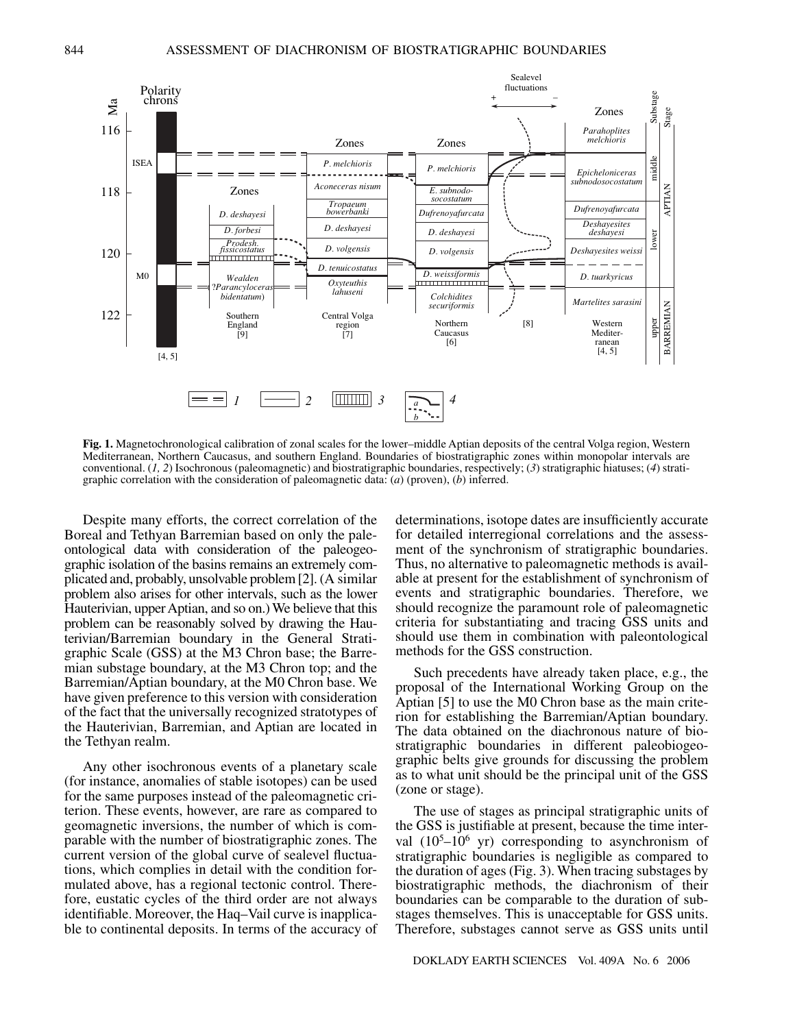**Fig. 1.** Magnetochronological calibration of zonal scales for the lower–middle Aptian deposits of the central Volga region, Western Mediterranean, Northern Caucasus, and southern England. Boundaries of biostratigraphic zones within monopolar intervals are conventional. (*1, 2*) Isochronous (paleomagnetic) and biostratigraphic boundaries, respectively; (*3*) stratigraphic hiatuses; (*4*) stratigraphic correlation with the consideration of paleomagnetic data: (*a*) (proven), (*b*) inferred.

Despite many efforts, the correct correlation of the Boreal and Tethyan Barremian based on only the paleontological data with consideration of the paleogeographic isolation of the basins remains an extremely complicated and, probably, unsolvable problem [2]. (A similar problem also arises for other intervals, such as the lower Hauterivian, upper Aptian, and so on.) We believe that this problem can be reasonably solved by drawing the Hauterivian/Barremian boundary in the General Stratigraphic Scale (GSS) at the M3 Chron base; the Barremian substage boundary, at the M3 Chron top; and the Barremian/Aptian boundary, at the M0 Chron base. We have given preference to this version with consideration of the fact that the universally recognized stratotypes of the Hauterivian, Barremian, and Aptian are located in the Tethyan realm.

Any other isochronous events of a planetary scale (for instance, anomalies of stable isotopes) can be used for the same purposes instead of the paleomagnetic criterion. These events, however, are rare as compared to geomagnetic inversions, the number of which is comparable with the number of biostratigraphic zones. The current version of the global curve of sealevel fluctuations, which complies in detail with the condition formulated above, has a regional tectonic control. Therefore, eustatic cycles of the third order are not always identifiable. Moreover, the Haq–Vail curve is inapplicable to continental deposits. In terms of the accuracy of determinations, isotope dates are insufficiently accurate for detailed interregional correlations and the assessment of the synchronism of stratigraphic boundaries. Thus, no alternative to paleomagnetic methods is available at present for the establishment of synchronism of events and stratigraphic boundaries. Therefore, we should recognize the paramount role of paleomagnetic criteria for substantiating and tracing GSS units and should use them in combination with paleontological methods for the GSS construction.

Such precedents have already taken place, e.g., the proposal of the International Working Group on the Aptian [5] to use the M0 Chron base as the main criterion for establishing the Barremian/Aptian boundary. The data obtained on the diachronous nature of biostratigraphic boundaries in different paleobiogeographic belts give grounds for discussing the problem as to what unit should be the principal unit of the GSS (zone or stage).

The use of stages as principal stratigraphic units of the GSS is justifiable at present, because the time interval ($10^5$–$10^6$ yr) corresponding to asynchronism of stratigraphic boundaries is negligible as compared to the duration of ages (Fig. 3). When tracing substages by biostratigraphic methods, the diachronism of their boundaries can be comparable to the duration of substages themselves. This is unacceptable for GSS units. Therefore, substages cannot serve as GSS units until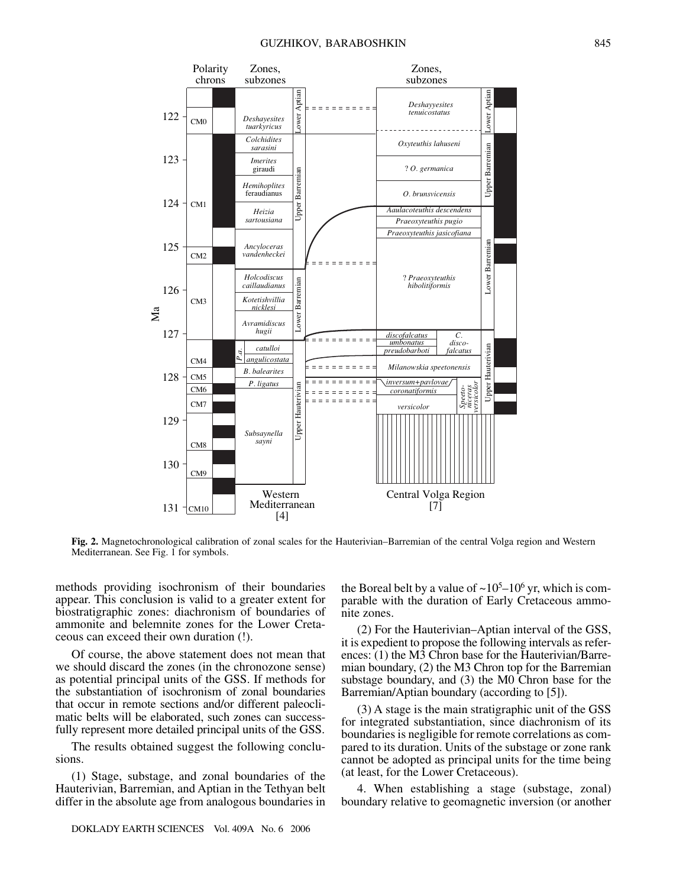**Fig. 2.** Magnetochronological calibration of zonal scales for the Hauterivian–Barremian of the central Volga region and Western Mediterranean. See Fig. 1 for symbols.

methods providing isochronism of their boundaries appear. This conclusion is valid to a greater extent for biostratigraphic zones: diachronism of boundaries of ammonite and belemnite zones for the Lower Cretaceous can exceed their own duration (!).

Of course, the above statement does not mean that we should discard the zones (in the chronozone sense) as potential principal units of the GSS. If methods for the substantiation of isochronism of zonal boundaries that occur in remote sections and/or different paleoclimatic belts will be elaborated, such zones can successfully represent more detailed principal units of the GSS.

The results obtained suggest the following conclusions.

(1) Stage, substage, and zonal boundaries of the Hauterivian, Barremian, and Aptian in the Tethyan belt differ in the absolute age from analogous boundaries in the Boreal belt by a value of ~$10^5$–$10^6$ yr, which is comparable with the duration of Early Cretaceous ammonite zones.

(2) For the Hauterivian–Aptian interval of the GSS, it is expedient to propose the following intervals as references: (1) the M3 Chron base for the Hauterivian/Barremian boundary, (2) the M3 Chron top for the Barremian substage boundary, and (3) the M0 Chron base for the Barremian/Aptian boundary (according to [5]).

(3) A stage is the main stratigraphic unit of the GSS for integrated substantiation, since diachronism of its boundaries is negligible for remote correlations as compared to its duration. Units of the substage or zone rank cannot be adopted as principal units for the time being (at least, for the Lower Cretaceous).

4. When establishing a stage (substage, zonal) boundary relative to geomagnetic inversion (or another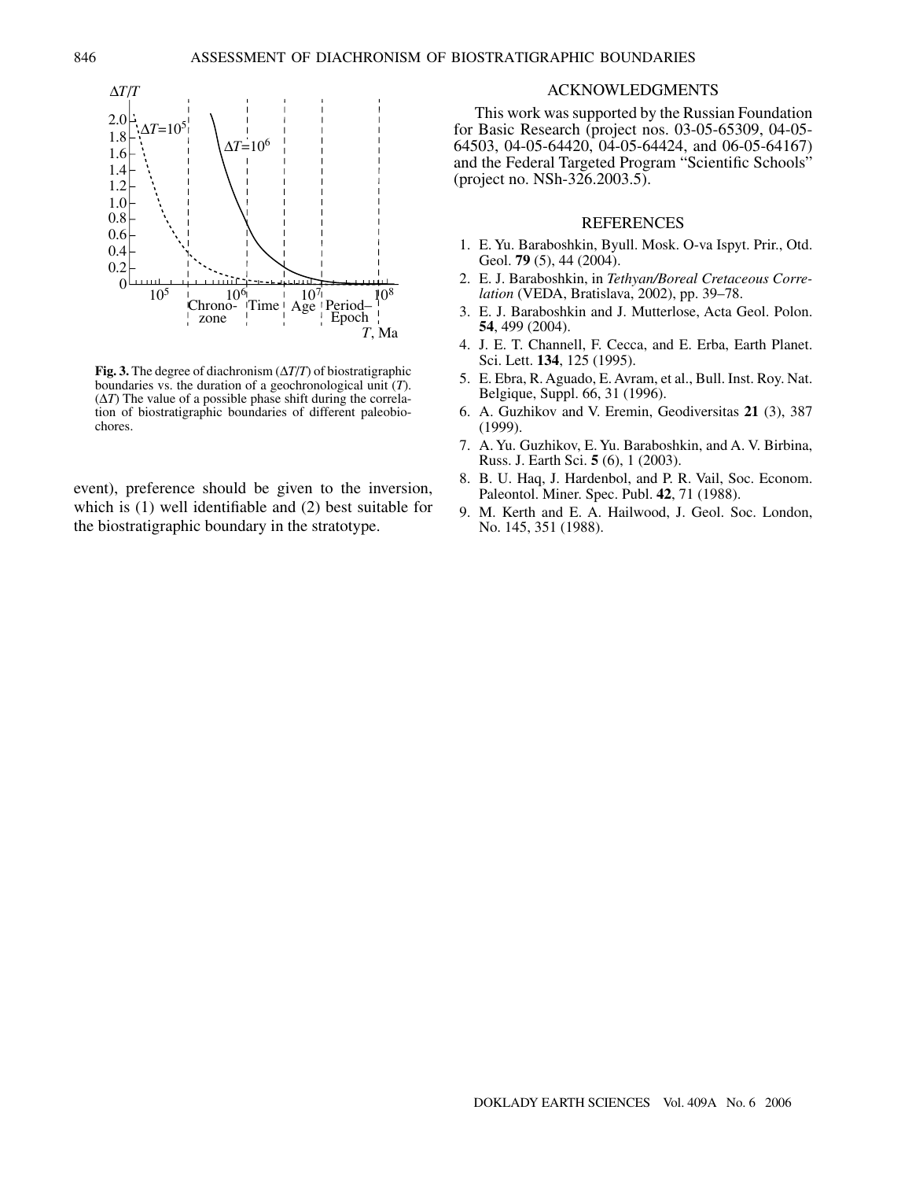ΔT/T

2.0
1.8
1.6
1.4
1.2
1.0
0.8
0.6
0.4
0.2
0

$\Delta T$=$10^5$

$\Delta T$=$10^6$

$10^5$ $10^6$ $10^7$ $10^8$

Chrono-zone Time Age Period–Epoch

T, Ma

**Fig. 3.** The degree of diachronism ($\Delta T/T$) of biostratigraphic boundaries vs. the duration of a geochronological unit ($T$). ($\Delta T$) The value of a possible phase shift during the correlation of biostratigraphic boundaries of different paleobiochores.

event), preference should be given to the inversion, which is (1) well identifiable and (2) best suitable for the biostratigraphic boundary in the stratotype.

## ACKNOWLEDGMENTS

This work was supported by the Russian Foundation for Basic Research (project nos. 03-05-65309, 04-05-64503, 04-05-64420, 04-05-64424, and 06-05-64167) and the Federal Targeted Program "Scientific Schools" (project no. NSh-326.2003.5).

## REFERENCES

1. E. Yu. Baraboshkin, Byull. Mosk. O-va Ispyt. Prir., Otd. Geol. **79** (5), 44 (2004).
2. E. J. Baraboshkin, in *Tethyan/Boreal Cretaceous Correlation* (VEDA, Bratislava, 2002), pp. 39–78.
3. E. J. Baraboshkin and J. Mutterlose, Acta Geol. Polon. **54**, 499 (2004).
4. J. E. T. Channell, F. Cecca, and E. Erba, Earth Planet. Sci. Lett. **134**, 125 (1995).
5. E. Ebra, R. Aguado, E. Avram, et al., Bull. Inst. Roy. Nat. Belgique, Suppl. 66, 31 (1996).
6. A. Guzhikov and V. Eremin, Geodiversitas **21** (3), 387 (1999).
7. A. Yu. Guzhikov, E. Yu. Baraboshkin, and A. V. Birbina, Russ. J. Earth Sci. **5** (6), 1 (2003).
8. B. U. Haq, J. Hardenbol, and P. R. Vail, Soc. Econom. Paleontol. Miner. Spec. Publ. **42**, 71 (1988).
9. M. Kerth and E. A. Hailwood, J. Geol. Soc. London, No. 145, 351 (1988).